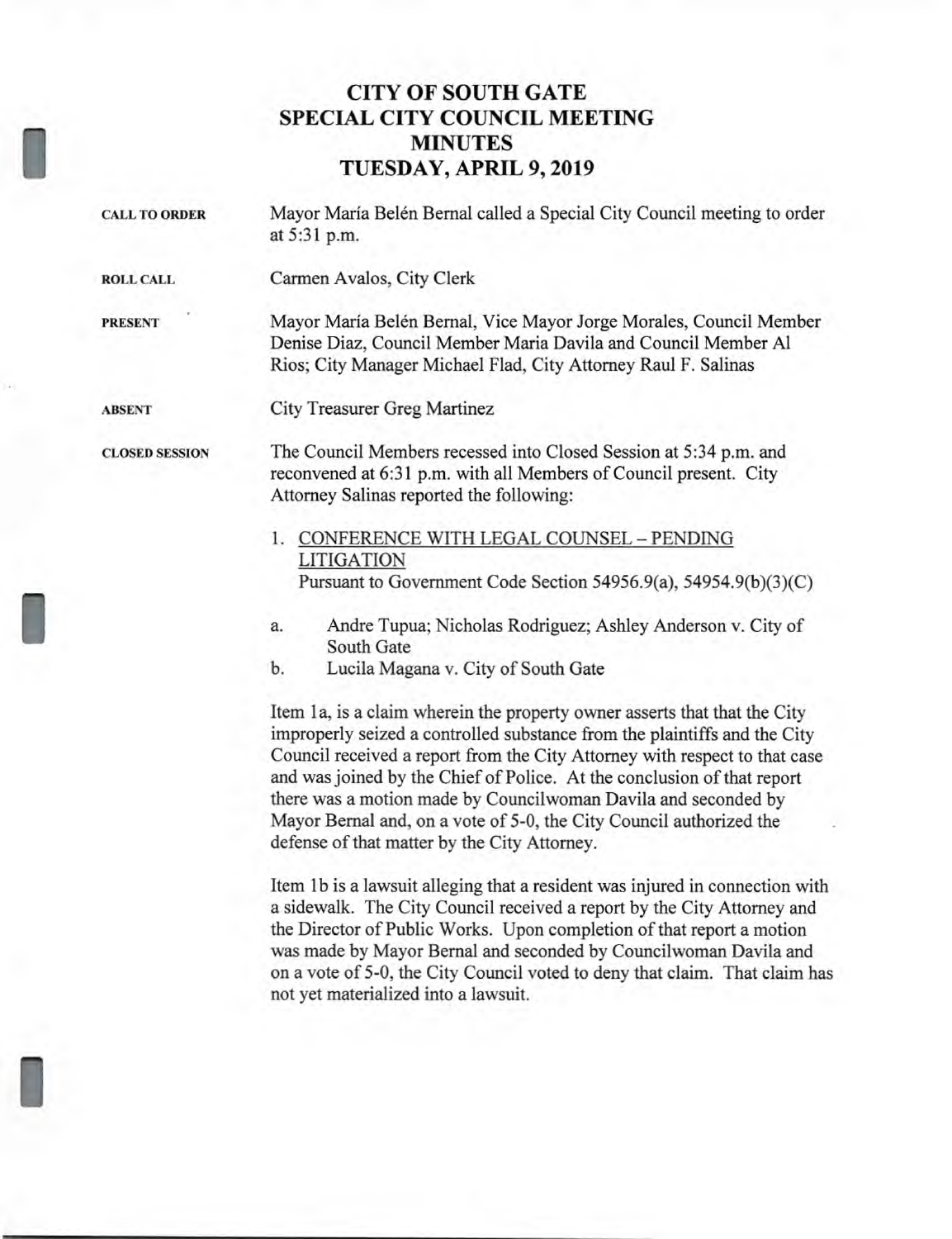# CITY OF SOUTH GATE
# SPECIAL CITY COUNCIL MEETING
# MINUTES
# TUESDAY, APRIL 9, 2019

**CALL TO ORDER**

Mayor María Belén Bernal called a Special City Council meeting to order at 5:31 p.m.

**ROLL CALL**

Carmen Avalos, City Clerk

**PRESENT**

Mayor María Belén Bernal, Vice Mayor Jorge Morales, Council Member Denise Diaz, Council Member Maria Davila and Council Member Al Rios; City Manager Michael Flad, City Attorney Raul F. Salinas

**ABSENT**

City Treasurer Greg Martinez

**CLOSED SESSION**

The Council Members recessed into Closed Session at 5:34 p.m. and reconvened at 6:31 p.m. with all Members of Council present. City Attorney Salinas reported the following:

1. CONFERENCE WITH LEGAL COUNSEL – PENDING LITIGATION
   Pursuant to Government Code Section 54956.9(a), 54954.9(b)(3)(C)

a. Andre Tupua; Nicholas Rodriguez; Ashley Anderson v. City of South Gate

b. Lucila Magana v. City of South Gate

Item 1a, is a claim wherein the property owner asserts that that the City improperly seized a controlled substance from the plaintiffs and the City Council received a report from the City Attorney with respect to that case and was joined by the Chief of Police. At the conclusion of that report there was a motion made by Councilwoman Davila and seconded by Mayor Bernal and, on a vote of 5-0, the City Council authorized the defense of that matter by the City Attorney.

Item 1b is a lawsuit alleging that a resident was injured in connection with a sidewalk. The City Council received a report by the City Attorney and the Director of Public Works. Upon completion of that report a motion was made by Mayor Bernal and seconded by Councilwoman Davila and on a vote of 5-0, the City Council voted to deny that claim. That claim has not yet materialized into a lawsuit.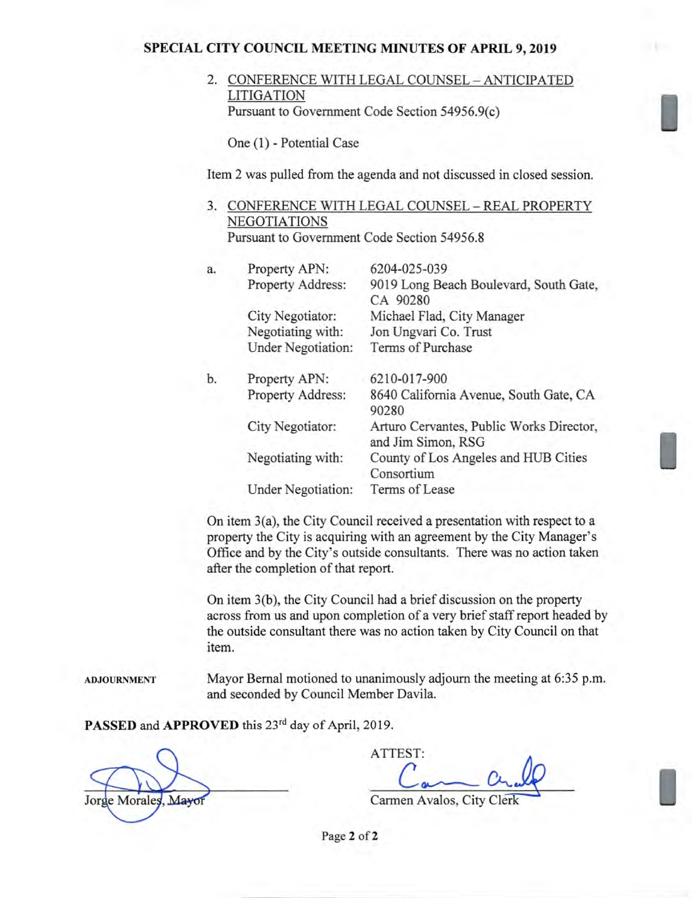2. CONFERENCE WITH LEGAL COUNSEL – ANTICIPATED LITIGATION
   Pursuant to Government Code Section 54956.9(c)

   One (1) - Potential Case

Item 2 was pulled from the agenda and not discussed in closed session.

3. CONFERENCE WITH LEGAL COUNSEL – REAL PROPERTY NEGOTIATIONS
   Pursuant to Government Code Section 54956.8

| | | |
|---|---|---|
| a. | Property APN: | 6204-025-039 |
| | Property Address: | 9019 Long Beach Boulevard, South Gate, CA 90280 |
| | City Negotiator: | Michael Flad, City Manager |
| | Negotiating with: | Jon Ungvari Co. Trust |
| | Under Negotiation: | Terms of Purchase |
| b. | Property APN: | 6210-017-900 |
| | Property Address: | 8640 California Avenue, South Gate, CA 90280 |
| | City Negotiator: | Arturo Cervantes, Public Works Director, and Jim Simon, RSG |
| | Negotiating with: | County of Los Angeles and HUB Cities Consortium |
| | Under Negotiation: | Terms of Lease |

On item 3(a), the City Council received a presentation with respect to a property the City is acquiring with an agreement by the City Manager's Office and by the City's outside consultants. There was no action taken after the completion of that report.

On item 3(b), the City Council had a brief discussion on the property across from us and upon completion of a very brief staff report headed by the outside consultant there was no action taken by City Council on that item.

**ADJOURNMENT**

Mayor Bernal motioned to unanimously adjourn the meeting at 6:35 p.m. and seconded by Council Member Davila.

**PASSED** and **APPROVED** this 23rd day of April, 2019.

Jorge Morales, Mayor

ATTEST:

Carmen Avalos, City Clerk